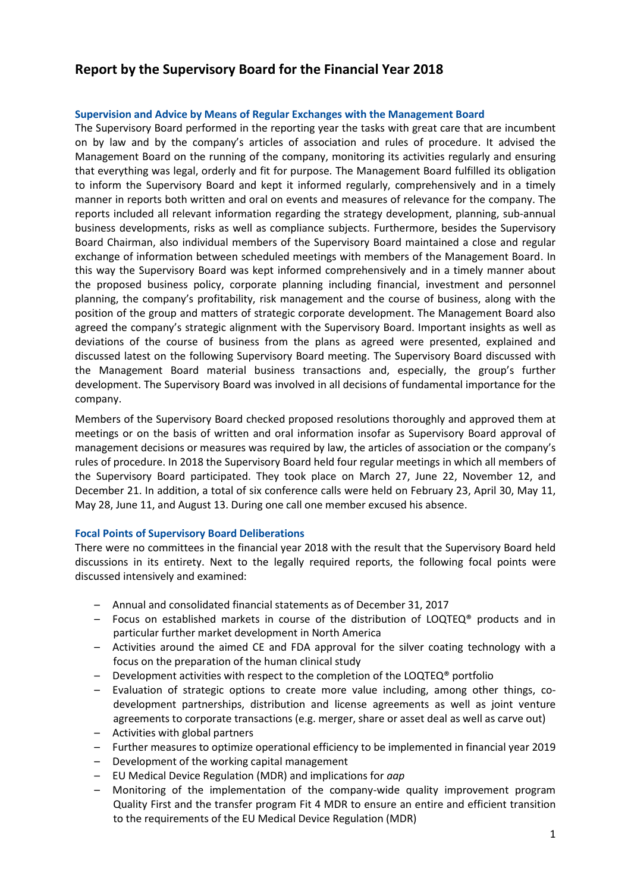# Report by the Supervisory Board for the Financial Year 2018

## Supervision and Advice by Means of Regular Exchanges with the Management Board

The Supervisory Board performed in the reporting year the tasks with great care that are incumbent on by law and by the company's articles of association and rules of procedure. It advised the Management Board on the running of the company, monitoring its activities regularly and ensuring that everything was legal, orderly and fit for purpose. The Management Board fulfilled its obligation to inform the Supervisory Board and kept it informed regularly, comprehensively and in a timely manner in reports both written and oral on events and measures of relevance for the company. The reports included all relevant information regarding the strategy development, planning, sub-annual business developments, risks as well as compliance subjects. Furthermore, besides the Supervisory Board Chairman, also individual members of the Supervisory Board maintained a close and regular exchange of information between scheduled meetings with members of the Management Board. In this way the Supervisory Board was kept informed comprehensively and in a timely manner about the proposed business policy, corporate planning including financial, investment and personnel planning, the company's profitability, risk management and the course of business, along with the position of the group and matters of strategic corporate development. The Management Board also agreed the company's strategic alignment with the Supervisory Board. Important insights as well as deviations of the course of business from the plans as agreed were presented, explained and discussed latest on the following Supervisory Board meeting. The Supervisory Board discussed with the Management Board material business transactions and, especially, the group's further development. The Supervisory Board was involved in all decisions of fundamental importance for the company.

Members of the Supervisory Board checked proposed resolutions thoroughly and approved them at meetings or on the basis of written and oral information insofar as Supervisory Board approval of management decisions or measures was required by law, the articles of association or the company's rules of procedure. In 2018 the Supervisory Board held four regular meetings in which all members of the Supervisory Board participated. They took place on March 27, June 22, November 12, and December 21. In addition, a total of six conference calls were held on February 23, April 30, May 11, May 28, June 11, and August 13. During one call one member excused his absence.

## Focal Points of Supervisory Board Deliberations

There were no committees in the financial year 2018 with the result that the Supervisory Board held discussions in its entirety. Next to the legally required reports, the following focal points were discussed intensively and examined:

- Annual and consolidated financial statements as of December 31, 2017
- Focus on established markets in course of the distribution of LOQTEQ® products and in particular further market development in North America
- Activities around the aimed CE and FDA approval for the silver coating technology with a focus on the preparation of the human clinical study
- Development activities with respect to the completion of the LOQTEQ® portfolio
- Evaluation of strategic options to create more value including, among other things, co-development partnerships, distribution and license agreements as well as joint venture agreements to corporate transactions (e.g. merger, share or asset deal as well as carve out)
- Activities with global partners
- Further measures to optimize operational efficiency to be implemented in financial year 2019
- Development of the working capital management
- EU Medical Device Regulation (MDR) and implications for *aap*
- Monitoring of the implementation of the company-wide quality improvement program Quality First and the transfer program Fit 4 MDR to ensure an entire and efficient transition to the requirements of the EU Medical Device Regulation (MDR)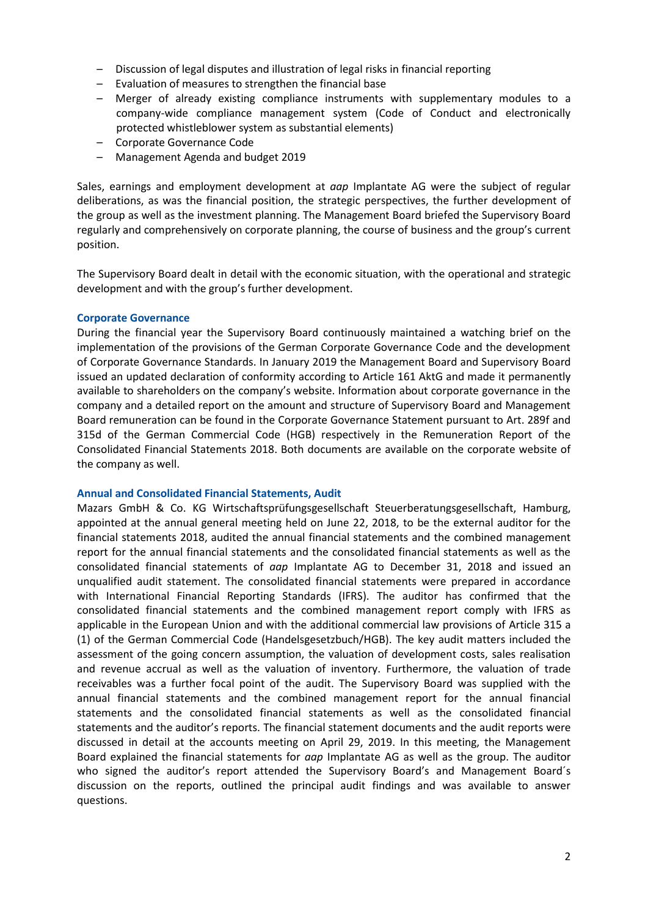- Discussion of legal disputes and illustration of legal risks in financial reporting
- Evaluation of measures to strengthen the financial base
- Merger of already existing compliance instruments with supplementary modules to a company-wide compliance management system (Code of Conduct and electronically protected whistleblower system as substantial elements)
- Corporate Governance Code
- Management Agenda and budget 2019

Sales, earnings and employment development at *aap* Implantate AG were the subject of regular deliberations, as was the financial position, the strategic perspectives, the further development of the group as well as the investment planning. The Management Board briefed the Supervisory Board regularly and comprehensively on corporate planning, the course of business and the group's current position.

The Supervisory Board dealt in detail with the economic situation, with the operational and strategic development and with the group's further development.

### Corporate Governance

During the financial year the Supervisory Board continuously maintained a watching brief on the implementation of the provisions of the German Corporate Governance Code and the development of Corporate Governance Standards. In January 2019 the Management Board and Supervisory Board issued an updated declaration of conformity according to Article 161 AktG and made it permanently available to shareholders on the company's website. Information about corporate governance in the company and a detailed report on the amount and structure of Supervisory Board and Management Board remuneration can be found in the Corporate Governance Statement pursuant to Art. 289f and 315d of the German Commercial Code (HGB) respectively in the Remuneration Report of the Consolidated Financial Statements 2018. Both documents are available on the corporate website of the company as well.

### Annual and Consolidated Financial Statements, Audit

Mazars GmbH & Co. KG Wirtschaftsprüfungsgesellschaft Steuerberatungsgesellschaft, Hamburg, appointed at the annual general meeting held on June 22, 2018, to be the external auditor for the financial statements 2018, audited the annual financial statements and the combined management report for the annual financial statements and the consolidated financial statements as well as the consolidated financial statements of *aap* Implantate AG to December 31, 2018 and issued an unqualified audit statement. The consolidated financial statements were prepared in accordance with International Financial Reporting Standards (IFRS). The auditor has confirmed that the consolidated financial statements and the combined management report comply with IFRS as applicable in the European Union and with the additional commercial law provisions of Article 315 a (1) of the German Commercial Code (Handelsgesetzbuch/HGB). The key audit matters included the assessment of the going concern assumption, the valuation of development costs, sales realisation and revenue accrual as well as the valuation of inventory. Furthermore, the valuation of trade receivables was a further focal point of the audit. The Supervisory Board was supplied with the annual financial statements and the combined management report for the annual financial statements and the consolidated financial statements as well as the consolidated financial statements and the auditor's reports. The financial statement documents and the audit reports were discussed in detail at the accounts meeting on April 29, 2019. In this meeting, the Management Board explained the financial statements for *aap* Implantate AG as well as the group. The auditor who signed the auditor's report attended the Supervisory Board's and Management Board´s discussion on the reports, outlined the principal audit findings and was available to answer questions.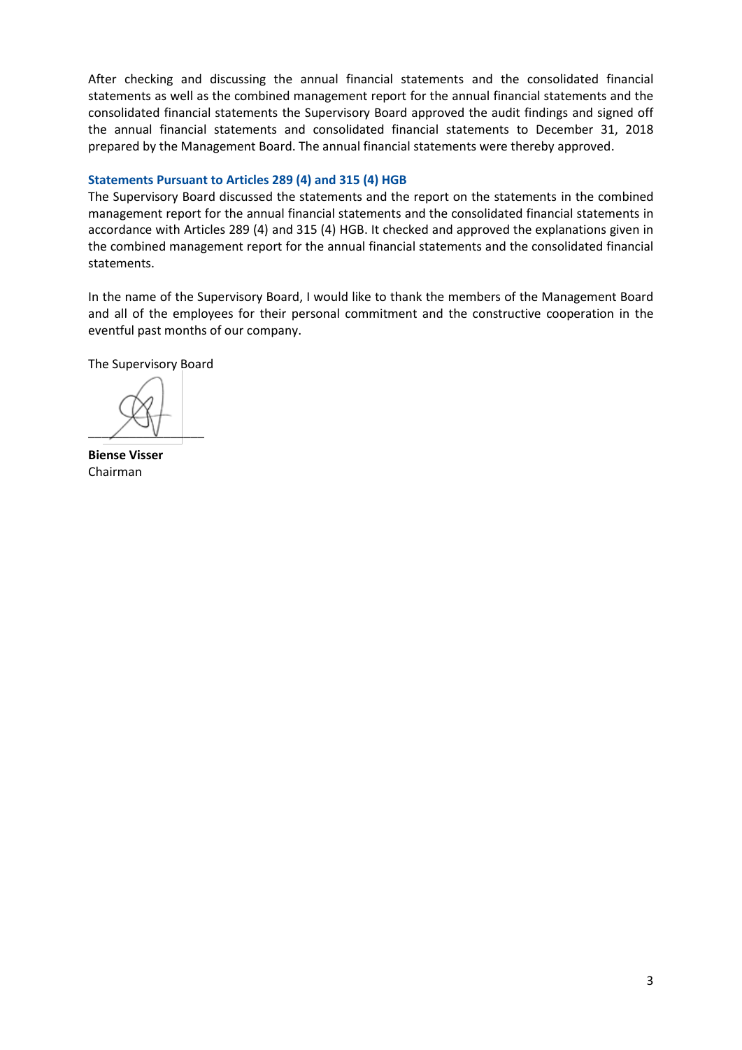After checking and discussing the annual financial statements and the consolidated financial statements as well as the combined management report for the annual financial statements and the consolidated financial statements the Supervisory Board approved the audit findings and signed off the annual financial statements and consolidated financial statements to December 31, 2018 prepared by the Management Board. The annual financial statements were thereby approved.

### Statements Pursuant to Articles 289 (4) and 315 (4) HGB

The Supervisory Board discussed the statements and the report on the statements in the combined management report for the annual financial statements and the consolidated financial statements in accordance with Articles 289 (4) and 315 (4) HGB. It checked and approved the explanations given in the combined management report for the annual financial statements and the consolidated financial statements.

In the name of the Supervisory Board, I would like to thank the members of the Management Board and all of the employees for their personal commitment and the constructive cooperation in the eventful past months of our company.

The Supervisory Board

__________________

**Biense Visser**
Chairman